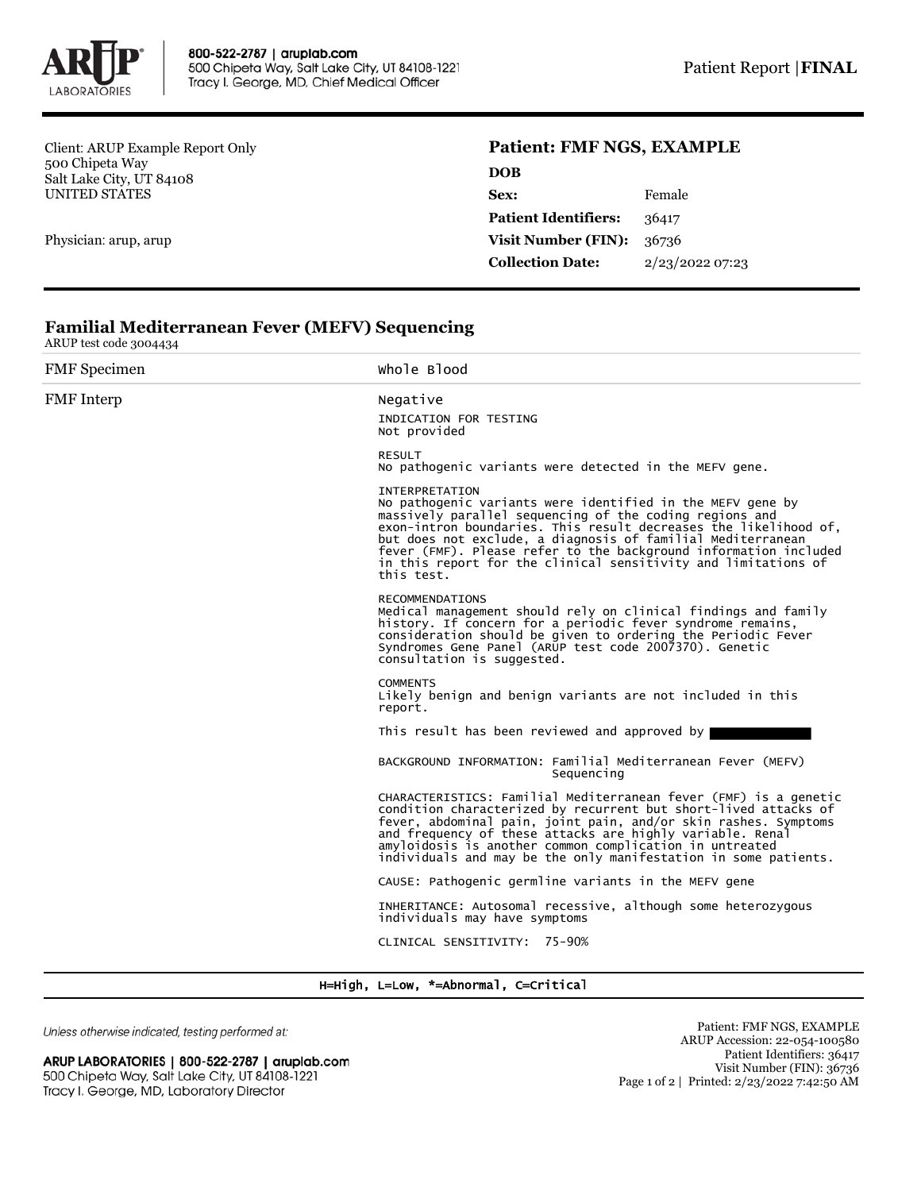Patient Report | **FINAL**

Client: ARUP Example Report Only
500 Chipeta Way
Salt Lake City, UT 84108
UNITED STATES

Physician: arup, arup

## Patient: FMF NGS, EXAMPLE

| | |
|---|---|
| **DOB** | |
| **Sex:** | Female |
| **Patient Identifiers:** | 36417 |
| **Visit Number (FIN):** | 36736 |
| **Collection Date:** | 2/23/2022 07:23 |

### Familial Mediterranean Fever (MEFV) Sequencing

ARUP test code 3004434

| | |
|---|---|
| FMF Specimen | Whole Blood |
| FMF Interp | Negative |

INDICATION FOR TESTING
Not provided

RESULT
No pathogenic variants were detected in the MEFV gene.

INTERPRETATION
No pathogenic variants were identified in the MEFV gene by massively parallel sequencing of the coding regions and exon-intron boundaries. This result decreases the likelihood of, but does not exclude, a diagnosis of familial Mediterranean fever (FMF). Please refer to the background information included in this report for the clinical sensitivity and limitations of this test.

RECOMMENDATIONS
Medical management should rely on clinical findings and family history. If concern for a periodic fever syndrome remains, consideration should be given to ordering the Periodic Fever Syndromes Gene Panel (ARUP test code 2007370). Genetic consultation is suggested.

COMMENTS
Likely benign and benign variants are not included in this report.

This result has been reviewed and approved by

BACKGROUND INFORMATION: Familial Mediterranean Fever (MEFV) Sequencing

CHARACTERISTICS: Familial Mediterranean fever (FMF) is a genetic condition characterized by recurrent but short-lived attacks of fever, abdominal pain, joint pain, and/or skin rashes. Symptoms and frequency of these attacks are highly variable. Renal amyloidosis is another common complication in untreated individuals and may be the only manifestation in some patients.

CAUSE: Pathogenic germline variants in the MEFV gene

INHERITANCE: Autosomal recessive, although some heterozygous individuals may have symptoms

CLINICAL SENSITIVITY: 75-90%

H=High, L=Low, *=Abnormal, C=Critical

*Unless otherwise indicated, testing performed at:*

**ARUP LABORATORIES | 800-522-2787 | aruplab.com**
500 Chipeta Way, Salt Lake City, UT 84108-1221
Tracy I. George, MD, Laboratory Director

Patient: FMF NGS, EXAMPLE
ARUP Accession: 22-054-100580
Patient Identifiers: 36417
Visit Number (FIN): 36736
Printed: 2/23/2022 7:42:50 AM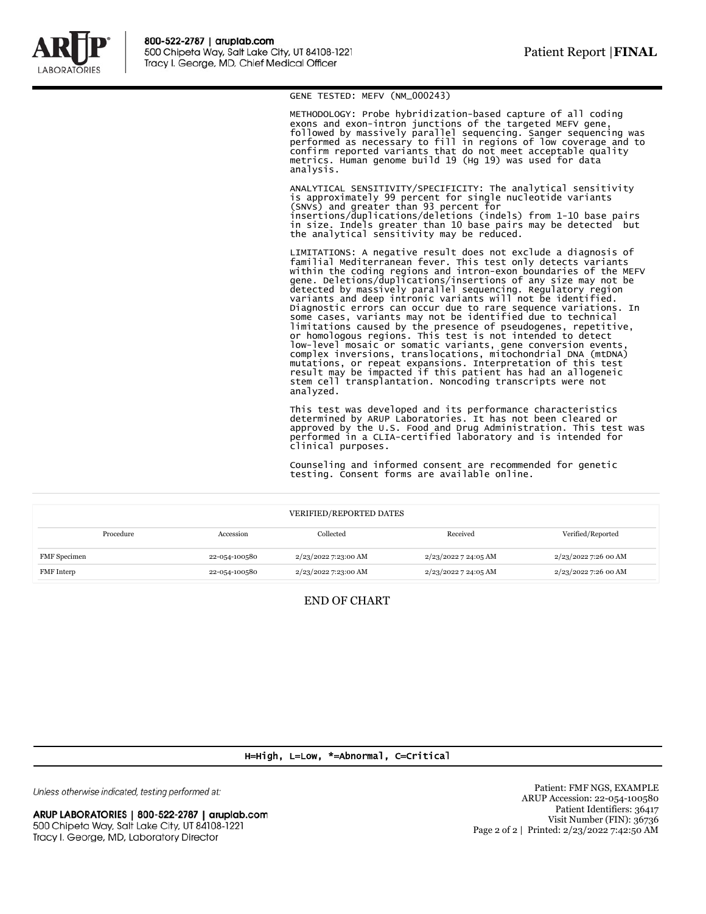GENE TESTED: MEFV (NM_000243)

METHODOLOGY: Probe hybridization-based capture of all coding exons and exon-intron junctions of the targeted MEFV gene, followed by massively parallel sequencing. Sanger sequencing was performed as necessary to fill in regions of low coverage and to confirm reported variants that do not meet acceptable quality metrics. Human genome build 19 (Hg 19) was used for data analysis.

ANALYTICAL SENSITIVITY/SPECIFICITY: The analytical sensitivity is approximately 99 percent for single nucleotide variants (SNVs) and greater than 93 percent for insertions/duplications/deletions (indels) from 1-10 base pairs in size. Indels greater than 10 base pairs may be detected but the analytical sensitivity may be reduced.

LIMITATIONS: A negative result does not exclude a diagnosis of familial Mediterranean fever. This test only detects variants within the coding regions and intron-exon boundaries of the MEFV gene. Deletions/duplications/insertions of any size may not be detected by massively parallel sequencing. Regulatory region variants and deep intronic variants will not be identified. Diagnostic errors can occur due to rare sequence variations. In some cases, variants may not be identified due to technical limitations caused by the presence of pseudogenes, repetitive, or homologous regions. This test is not intended to detect low-level mosaic or somatic variants, gene conversion events, complex inversions, translocations, mitochondrial DNA (mtDNA) mutations, or repeat expansions. Interpretation of this test result may be impacted if this patient has had an allogeneic stem cell transplantation. Noncoding transcripts were not analyzed.

This test was developed and its performance characteristics determined by ARUP Laboratories. It has not been cleared or approved by the U.S. Food and Drug Administration. This test was performed in a CLIA-certified laboratory and is intended for clinical purposes.

Counseling and informed consent are recommended for genetic testing. Consent forms are available online.

VERIFIED/REPORTED DATES

| Procedure | Accession | Collected | Received | Verified/Reported |
|---|---|---|---|---|
| FMF Specimen | 22-054-100580 | 2/23/2022 7:23:00 AM | 2/23/2022 7 24:05 AM | 2/23/2022 7:26 00 AM |
| FMF Interp | 22-054-100580 | 2/23/2022 7:23:00 AM | 2/23/2022 7 24:05 AM | 2/23/2022 7:26 00 AM |

END OF CHART

H=High, L=Low, *=Abnormal, C=Critical

*Unless otherwise indicated, testing performed at:*

**ARUP LABORATORIES | 800-522-2787 | aruplab.com**
500 Chipeta Way, Salt Lake City, UT 84108-1221
Tracy I. George, MD, Laboratory Director

Patient: FMF NGS, EXAMPLE
ARUP Accession: 22-054-100580
Patient Identifiers: 36417
Visit Number (FIN): 36736
Printed: 2/23/2022 7:42:50 AM